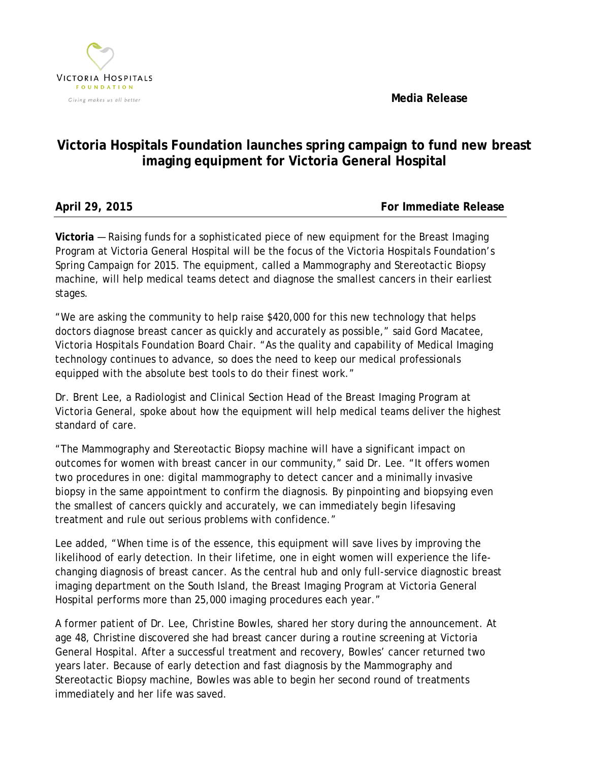Victoria Hospitals Foundation

Giving makes us all better

**Media Release**

# Victoria Hospitals Foundation launches spring campaign to fund new breast imaging equipment for Victoria General Hospital

**April 29, 2015** **For Immediate Release**

**Victoria** — Raising funds for a sophisticated piece of new equipment for the Breast Imaging Program at Victoria General Hospital will be the focus of the Victoria Hospitals Foundation's Spring Campaign for 2015. The equipment, called a Mammography and Stereotactic Biopsy machine, will help medical teams detect and diagnose the smallest cancers in their earliest stages.

"We are asking the community to help raise $420,000 for this new technology that helps doctors diagnose breast cancer as quickly and accurately as possible," said Gord Macatee, Victoria Hospitals Foundation Board Chair. "As the quality and capability of Medical Imaging technology continues to advance, so does the need to keep our medical professionals equipped with the absolute best tools to do their finest work."

Dr. Brent Lee, a Radiologist and Clinical Section Head of the Breast Imaging Program at Victoria General, spoke about how the equipment will help medical teams deliver the highest standard of care.

"The Mammography and Stereotactic Biopsy machine will have a significant impact on outcomes for women with breast cancer in our community," said Dr. Lee. "It offers women two procedures in one: digital mammography to detect cancer and a minimally invasive biopsy in the same appointment to confirm the diagnosis. By pinpointing and biopsying even the smallest of cancers quickly and accurately, we can immediately begin lifesaving treatment and rule out serious problems with confidence."

Lee added, "When time is of the essence, this equipment will save lives by improving the likelihood of early detection. In their lifetime, one in eight women will experience the life-changing diagnosis of breast cancer. As the central hub and only full-service diagnostic breast imaging department on the South Island, the Breast Imaging Program at Victoria General Hospital performs more than 25,000 imaging procedures each year."

A former patient of Dr. Lee, Christine Bowles, shared her story during the announcement. At age 48, Christine discovered she had breast cancer during a routine screening at Victoria General Hospital. After a successful treatment and recovery, Bowles' cancer returned two years later. Because of early detection and fast diagnosis by the Mammography and Stereotactic Biopsy machine, Bowles was able to begin her second round of treatments immediately and her life was saved.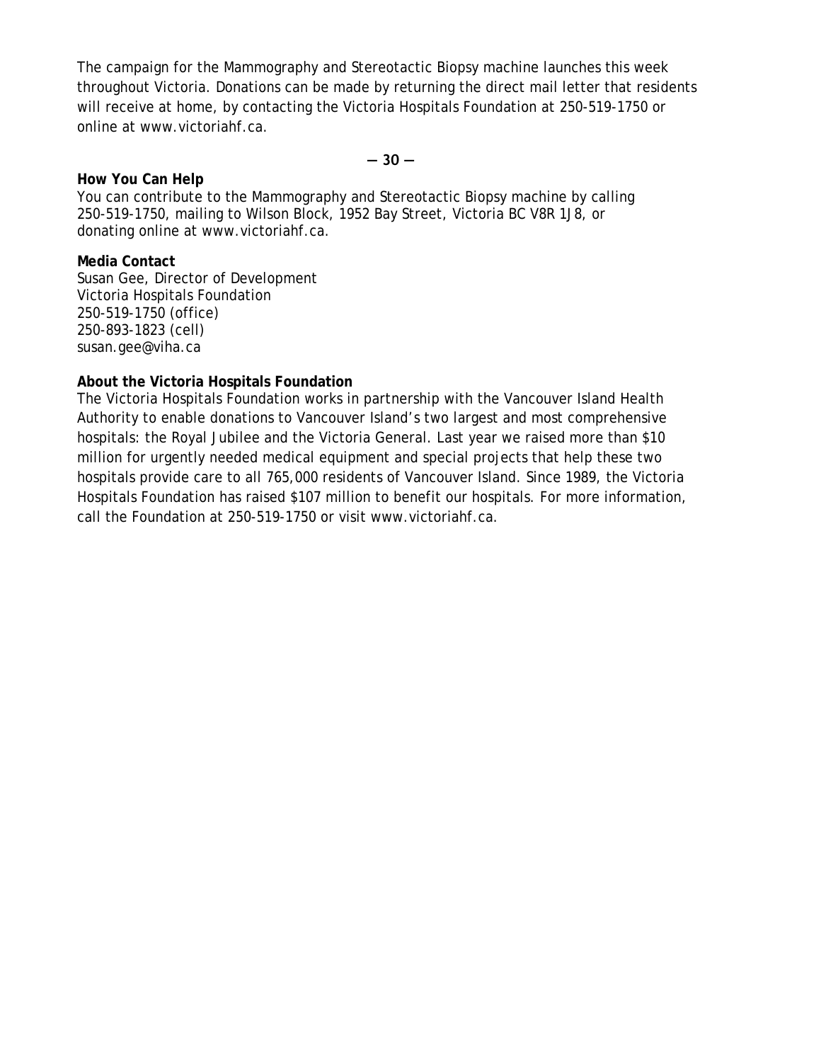The campaign for the Mammography and Stereotactic Biopsy machine launches this week throughout Victoria. Donations can be made by returning the direct mail letter that residents will receive at home, by contacting the Victoria Hospitals Foundation at 250-519-1750 or online at www.victoriahf.ca.

**— 30 —**

**How You Can Help**
You can contribute to the Mammography and Stereotactic Biopsy machine by calling 250-519-1750, mailing to Wilson Block, 1952 Bay Street, Victoria BC V8R 1J8, or donating online at www.victoriahf.ca.

**Media Contact**
Susan Gee, Director of Development
Victoria Hospitals Foundation
250-519-1750 (office)
250-893-1823 (cell)
susan.gee@viha.ca

**About the Victoria Hospitals Foundation**
The Victoria Hospitals Foundation works in partnership with the Vancouver Island Health Authority to enable donations to Vancouver Island's two largest and most comprehensive hospitals: the Royal Jubilee and the Victoria General. Last year we raised more than $10 million for urgently needed medical equipment and special projects that help these two hospitals provide care to all 765,000 residents of Vancouver Island. Since 1989, the Victoria Hospitals Foundation has raised $107 million to benefit our hospitals. For more information, call the Foundation at 250-519-1750 or visit www.victoriahf.ca.